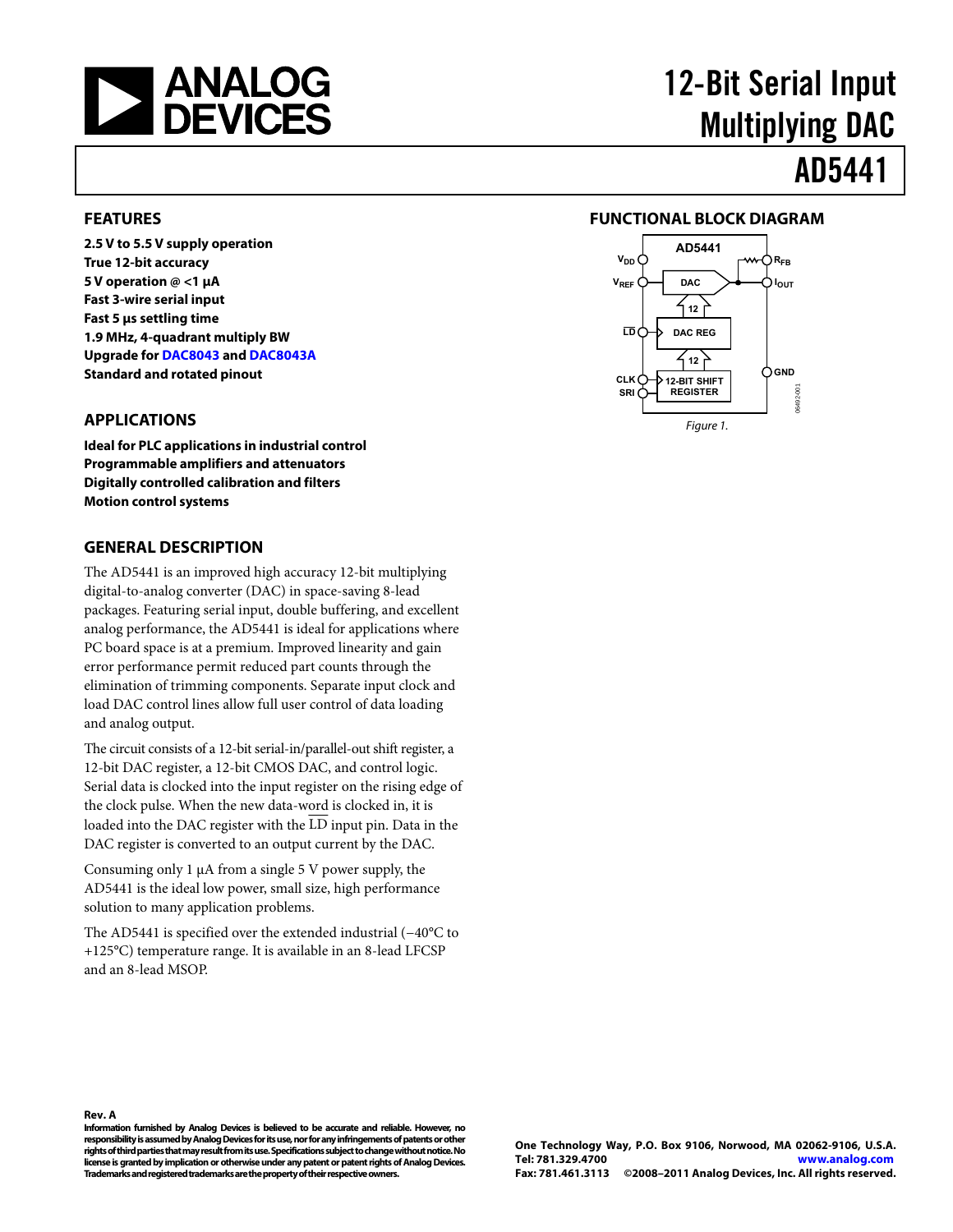# 12-Bit Serial Input Multiplying DAC

# AD5441

## FEATURES

**2.5 V to 5.5 V supply operation**
**True 12-bit accuracy**
**5 V operation @ <1 μA**
**Fast 3-wire serial input**
**Fast 5 μs settling time**
**1.9 MHz, 4-quadrant multiply BW**
**Upgrade for DAC8043 and DAC8043A**
**Standard and rotated pinout**

## APPLICATIONS

**Ideal for PLC applications in industrial control**
**Programmable amplifiers and attenuators**
**Digitally controlled calibration and filters**
**Motion control systems**

## GENERAL DESCRIPTION

The AD5441 is an improved high accuracy 12-bit multiplying digital-to-analog converter (DAC) in space-saving 8-lead packages. Featuring serial input, double buffering, and excellent analog performance, the AD5441 is ideal for applications where PC board space is at a premium. Improved linearity and gain error performance permit reduced part counts through the elimination of trimming components. Separate input clock and load DAC control lines allow full user control of data loading and analog output.

The circuit consists of a 12-bit serial-in/parallel-out shift register, a 12-bit DAC register, a 12-bit CMOS DAC, and control logic. Serial data is clocked into the input register on the rising edge of the clock pulse. When the new data-word is clocked in, it is loaded into the DAC register with the $\overline{LD}$ input pin. Data in the DAC register is converted to an output current by the DAC.

Consuming only 1 μA from a single 5 V power supply, the AD5441 is the ideal low power, small size, high performance solution to many application problems.

The AD5441 is specified over the extended industrial (−40°C to +125°C) temperature range. It is available in an 8-lead LFCSP and an 8-lead MSOP.

## FUNCTIONAL BLOCK DIAGRAM

Figure 1.

**Rev. A**

**Information furnished by Analog Devices is believed to be accurate and reliable. However, no responsibility is assumed by Analog Devices for its use, nor for any infringements of patents or other rights of third parties that may result from its use. Specifications subject to change without notice. No license is granted by implication or otherwise under any patent or patent rights of Analog Devices. Trademarks and registered trademarks are the property of their respective owners.**

**One Technology Way, P.O. Box 9106, Norwood, MA 02062-9106, U.S.A.**
**Tel: 781.329.4700 www.analog.com**
**Fax: 781.461.3113 ©2008–2011 Analog Devices, Inc. All rights reserved.**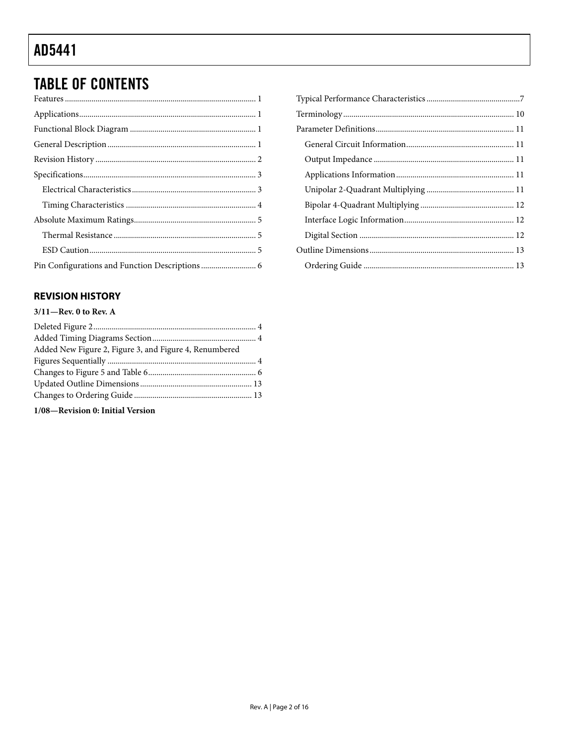## TABLE OF CONTENTS

Features ... 1
Applications ... 1
Functional Block Diagram ... 1
General Description ... 1
Revision History ... 2
Specifications ... 3
  Electrical Characteristics ... 3
  Timing Characteristics ... 4
Absolute Maximum Ratings ... 5
  Thermal Resistance ... 5
  ESD Caution ... 5
Pin Configurations and Function Descriptions ... 6
Typical Performance Characteristics ... 7
Terminology ... 10
Parameter Definitions ... 11
  General Circuit Information ... 11
  Output Impedance ... 11
  Applications Information ... 11
  Unipolar 2-Quadrant Multiplying ... 11
  Bipolar 4-Quadrant Multiplying ... 12
  Interface Logic Information ... 12
  Digital Section ... 12
Outline Dimensions ... 13
  Ordering Guide ... 13

### REVISION HISTORY

**3/11—Rev. 0 to Rev. A**

Deleted Figure 2 ... 4
Added Timing Diagrams Section ... 4
Added New Figure 2, Figure 3, and Figure 4, Renumbered Figures Sequentially ... 4
Changes to Figure 5 and Table 6 ... 6
Updated Outline Dimensions ... 13
Changes to Ordering Guide ... 13

**1/08—Revision 0: Initial Version**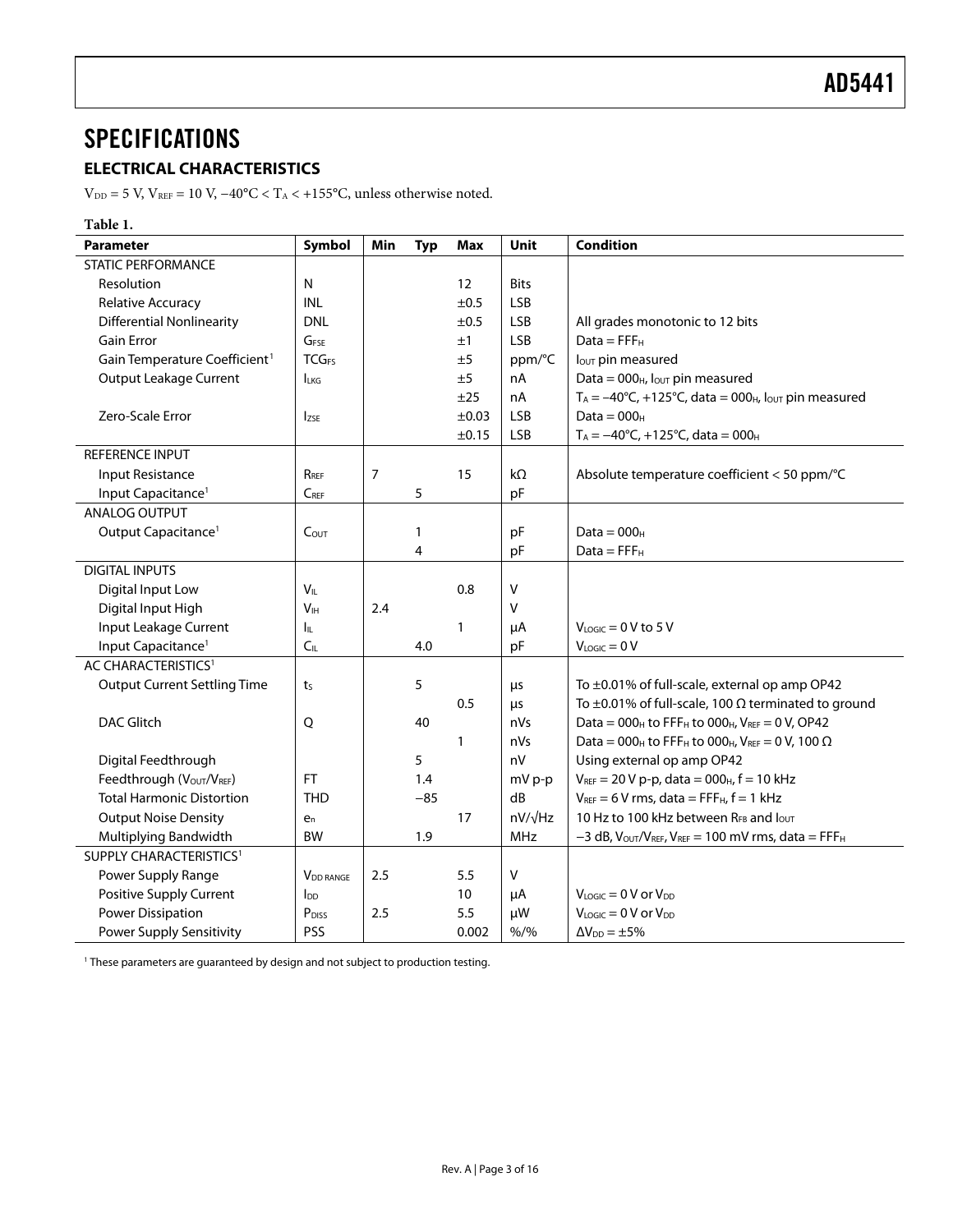## SPECIFICATIONS

### ELECTRICAL CHARACTERISTICS

$V_{DD}$ = 5 V, $V_{REF}$ = 10 V, −40°C < $T_A$ < +155°C, unless otherwise noted.

**Table 1.**

| Parameter | Symbol | Min | Typ | Max | Unit | Condition |
|---|---|---|---|---|---|---|
| STATIC PERFORMANCE | | | | | | |
| Resolution | N | | | 12 | Bits | |
| Relative Accuracy | INL | | | ±0.5 | LSB | |
| Differential Nonlinearity | DNL | | | ±0.5 | LSB | All grades monotonic to 12 bits |
| Gain Error | $G_{FSE}$ | | | ±1 | LSB | Data = $FFF_H$ |
| Gain Temperature Coefficient[1] | $TCG_{FS}$ | | | ±5 | ppm/°C | $I_{OUT}$ pin measured |
| Output Leakage Current | $I_{LKG}$ | | | ±5 | nA | Data = $000_H$, $I_{OUT}$ pin measured |
| | | | | ±25 | nA | $T_A$ = −40°C, +125°C, data = $000_H$, $I_{OUT}$ pin measured |
| Zero-Scale Error | $I_{ZSE}$ | | | ±0.03 | LSB | Data = $000_H$ |
| | | | | ±0.15 | LSB | $T_A$ = −40°C, +125°C, data = $000_H$ |
| REFERENCE INPUT | | | | | | |
| Input Resistance | $R_{REF}$ | 7 | | 15 | kΩ | Absolute temperature coefficient < 50 ppm/°C |
| Input Capacitance[1] | $C_{REF}$ | | 5 | | pF | |
| ANALOG OUTPUT | | | | | | |
| Output Capacitance[1] | $C_{OUT}$ | | 1 | | pF | Data = $000_H$ |
| | | | 4 | | pF | Data = $FFF_H$ |
| DIGITAL INPUTS | | | | | | |
| Digital Input Low | $V_{IL}$ | | | 0.8 | V | |
| Digital Input High | $V_{IH}$ | 2.4 | | | V | |
| Input Leakage Current | $I_{IL}$ | | | 1 | μA | $V_{LOGIC}$ = 0 V to 5 V |
| Input Capacitance[1] | $C_{IL}$ | | 4.0 | | pF | $V_{LOGIC}$ = 0 V |
| AC CHARACTERISTICS[1] | | | | | | |
| Output Current Settling Time | $t_S$ | | 5 | | μs | To ±0.01% of full-scale, external op amp OP42 |
| | | | | 0.5 | μs | To ±0.01% of full-scale, 100 Ω terminated to ground |
| DAC Glitch | Q | | 40 | | nVs | Data = $000_H$ to $FFF_H$ to $000_H$, $V_{REF}$ = 0 V, OP42 |
| | | | | 1 | nVs | Data = $000_H$ to $FFF_H$ to $000_H$, $V_{REF}$ = 0 V, 100 Ω |
| Digital Feedthrough | | | 5 | | nV | Using external op amp OP42 |
| Feedthrough ($V_{OUT}/V_{REF}$) | FT | | 1.4 | | mV p-p | $V_{REF}$ = 20 V p-p, data = $000_H$, f = 10 kHz |
| Total Harmonic Distortion | THD | | −85 | | dB | $V_{REF}$ = 6 V rms, data = $FFF_H$, f = 1 kHz |
| Output Noise Density | $e_n$ | | | 17 | nV/√Hz | 10 Hz to 100 kHz between $R_{FB}$ and $I_{OUT}$ |
| Multiplying Bandwidth | BW | | 1.9 | | MHz | −3 dB, $V_{OUT}/V_{REF}$, $V_{REF}$ = 100 mV rms, data = $FFF_H$ |
| SUPPLY CHARACTERISTICS[1] | | | | | | |
| Power Supply Range | $V_{DD\ RANGE}$ | 2.5 | | 5.5 | V | |
| Positive Supply Current | $I_{DD}$ | | | 10 | μA | $V_{LOGIC}$ = 0 V or $V_{DD}$ |
| Power Dissipation | $P_{DISS}$ | 2.5 | | 5.5 | μW | $V_{LOGIC}$ = 0 V or $V_{DD}$ |
| Power Supply Sensitivity | PSS | | | 0.002 | %/% | $\Delta V_{DD}$ = ±5% |

[1] These parameters are guaranteed by design and not subject to production testing.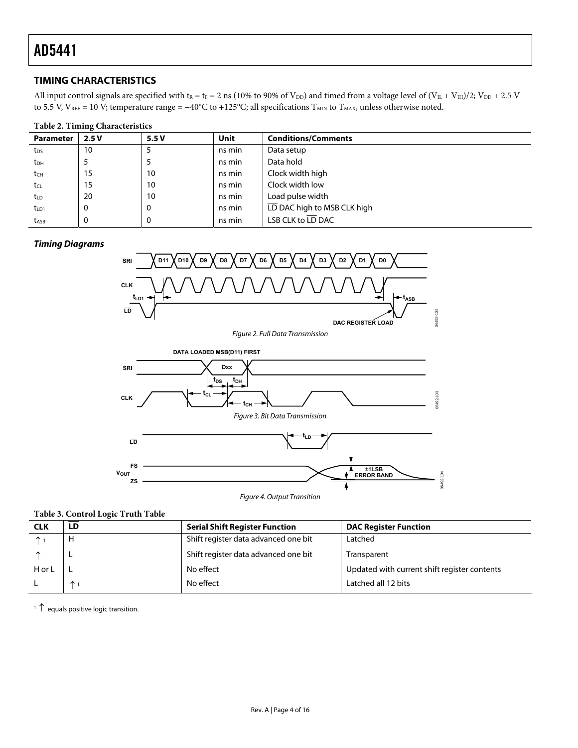## TIMING CHARACTERISTICS

All input control signals are specified with $t_R = t_F = 2$ ns (10% to 90% of $V_{DD}$) and timed from a voltage level of $(V_{IL} + V_{IH})/2$; $V_{DD}$ + 2.5 V to 5.5 V, $V_{REF}$ = 10 V; temperature range = −40°C to +125°C; all specifications $T_{MIN}$ to $T_{MAX}$, unless otherwise noted.

**Table 2. Timing Characteristics**

| Parameter | 2.5 V | 5.5 V | Unit | Conditions/Comments |
|---|---|---|---|---|
| $t_{DS}$ | 10 | 5 | ns min | Data setup |
| $t_{DH}$ | 5 | 5 | ns min | Data hold |
| $t_{CH}$ | 15 | 10 | ns min | Clock width high |
| $t_{CL}$ | 15 | 10 | ns min | Clock width low |
| $t_{LD}$ | 20 | 10 | ns min | Load pulse width |
| $t_{LD1}$ | 0 | 0 | ns min | $\overline{LD}$ DAC high to MSB CLK high |
| $t_{ASB}$ | 0 | 0 | ns min | LSB CLK to $\overline{LD}$ DAC |

### *Timing Diagrams*

*Figure 2. Full Data Transmission*

*Figure 3. Bit Data Transmission*

*Figure 4. Output Transition*

**Table 3. Control Logic Truth Table**

| CLK | $\overline{LD}$ | Serial Shift Register Function | DAC Register Function |
|---|---|---|---|
| ↑[1] | H | Shift register data advanced one bit | Latched |
| ↑ | L | Shift register data advanced one bit | Transparent |
| H or L | L | No effect | Updated with current shift register contents |
| L | ↑[1] | No effect | Latched all 12 bits |

[1] ↑ equals positive logic transition.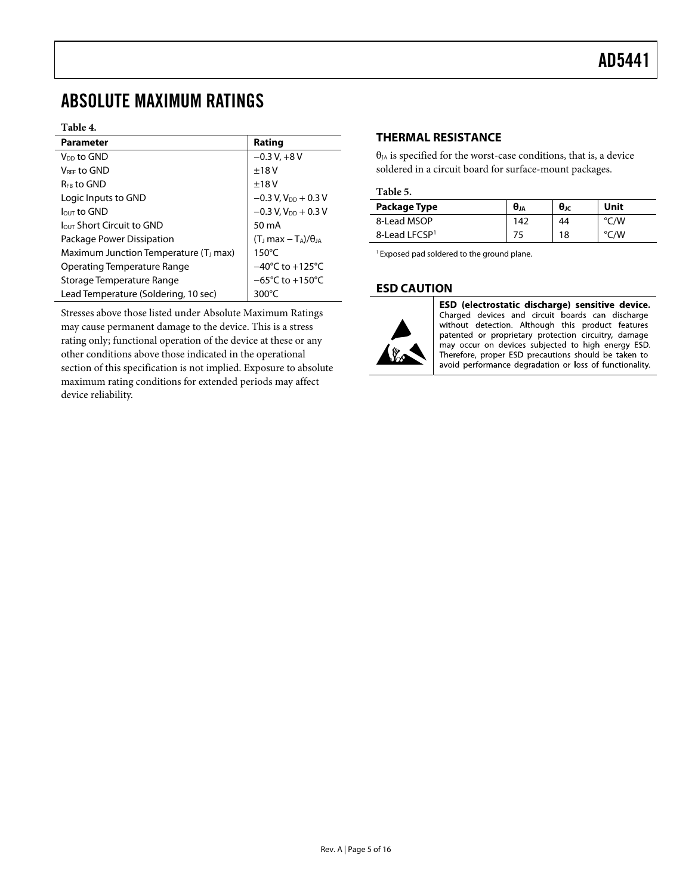## ABSOLUTE MAXIMUM RATINGS

**Table 4.**

| Parameter | Rating |
|---|---|
| $V_{DD}$ to GND | −0.3 V, +8 V |
| $V_{REF}$ to GND | ±18 V |
| $R_{FB}$ to GND | ±18 V |
| Logic Inputs to GND | −0.3 V, $V_{DD}$ + 0.3 V |
| $I_{OUT}$ to GND | −0.3 V, $V_{DD}$ + 0.3 V |
| $I_{OUT}$ Short Circuit to GND | 50 mA |
| Package Power Dissipation | $(T_J \max - T_A)/\theta_{JA}$ |
| Maximum Junction Temperature ($T_J$ max) | 150°C |
| Operating Temperature Range | −40°C to +125°C |
| Storage Temperature Range | −65°C to +150°C |
| Lead Temperature (Soldering, 10 sec) | 300°C |

Stresses above those listed under Absolute Maximum Ratings may cause permanent damage to the device. This is a stress rating only; functional operation of the device at these or any other conditions above those indicated in the operational section of this specification is not implied. Exposure to absolute maximum rating conditions for extended periods may affect device reliability.

### THERMAL RESISTANCE

$\theta_{JA}$ is specified for the worst-case conditions, that is, a device soldered in a circuit board for surface-mount packages.

**Table 5.**

| Package Type | $\theta_{JA}$ | $\theta_{JC}$ | Unit |
|---|---|---|---|
| 8-Lead MSOP | 142 | 44 | °C/W |
| 8-Lead LFCSP[1] | 75 | 18 | °C/W |

[1] Exposed pad soldered to the ground plane.

### ESD CAUTION

**ESD (electrostatic discharge) sensitive device.** Charged devices and circuit boards can discharge without detection. Although this product features patented or proprietary protection circuitry, damage may occur on devices subjected to high energy ESD. Therefore, proper ESD precautions should be taken to avoid performance degradation or loss of functionality.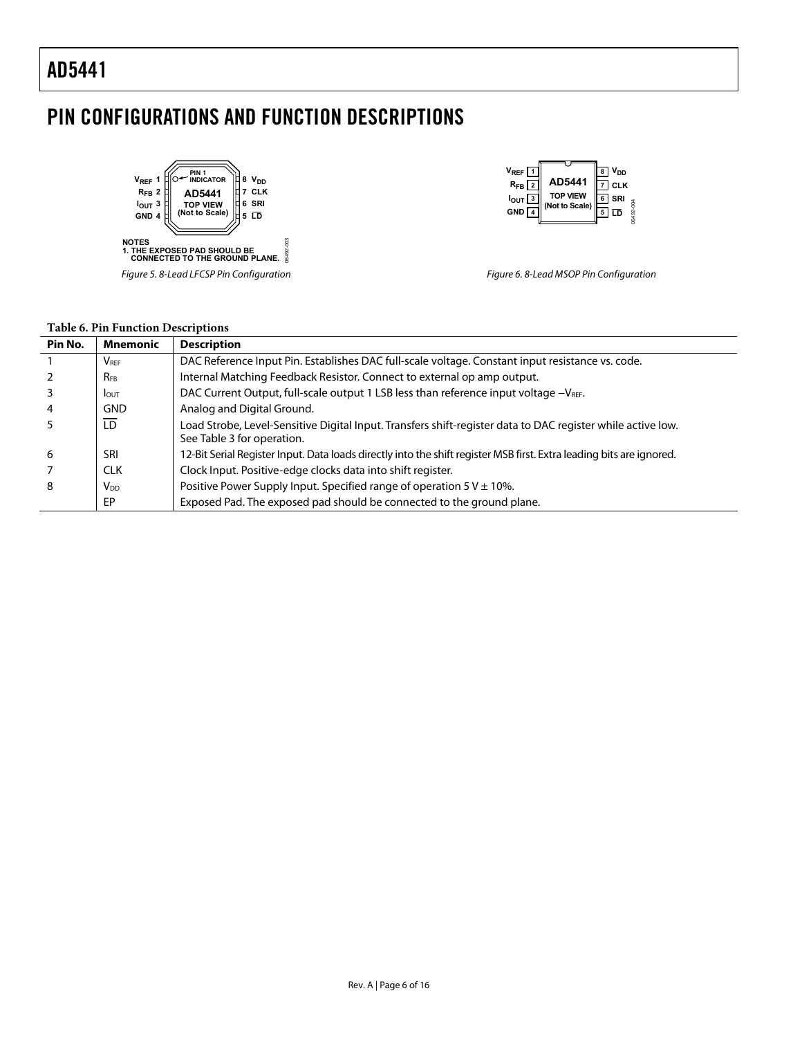## PIN CONFIGURATIONS AND FUNCTION DESCRIPTIONS

Figure 5. 8-Lead LFCSP Pin Configuration

Figure 6. 8-Lead MSOP Pin Configuration

**Table 6. Pin Function Descriptions**

| Pin No. | Mnemonic | Description |
|---|---|---|
| 1 | $V_{REF}$ | DAC Reference Input Pin. Establishes DAC full-scale voltage. Constant input resistance vs. code. |
| 2 | $R_{FB}$ | Internal Matching Feedback Resistor. Connect to external op amp output. |
| 3 | $I_{OUT}$ | DAC Current Output, full-scale output 1 LSB less than reference input voltage $-V_{REF}$. |
| 4 | GND | Analog and Digital Ground. |
| 5 | $\overline{LD}$ | Load Strobe, Level-Sensitive Digital Input. Transfers shift-register data to DAC register while active low. See Table 3 for operation. |
| 6 | SRI | 12-Bit Serial Register Input. Data loads directly into the shift register MSB first. Extra leading bits are ignored. |
| 7 | CLK | Clock Input. Positive-edge clocks data into shift register. |
| 8 | $V_{DD}$ | Positive Power Supply Input. Specified range of operation 5 V ± 10%. |
| | EP | Exposed Pad. The exposed pad should be connected to the ground plane. |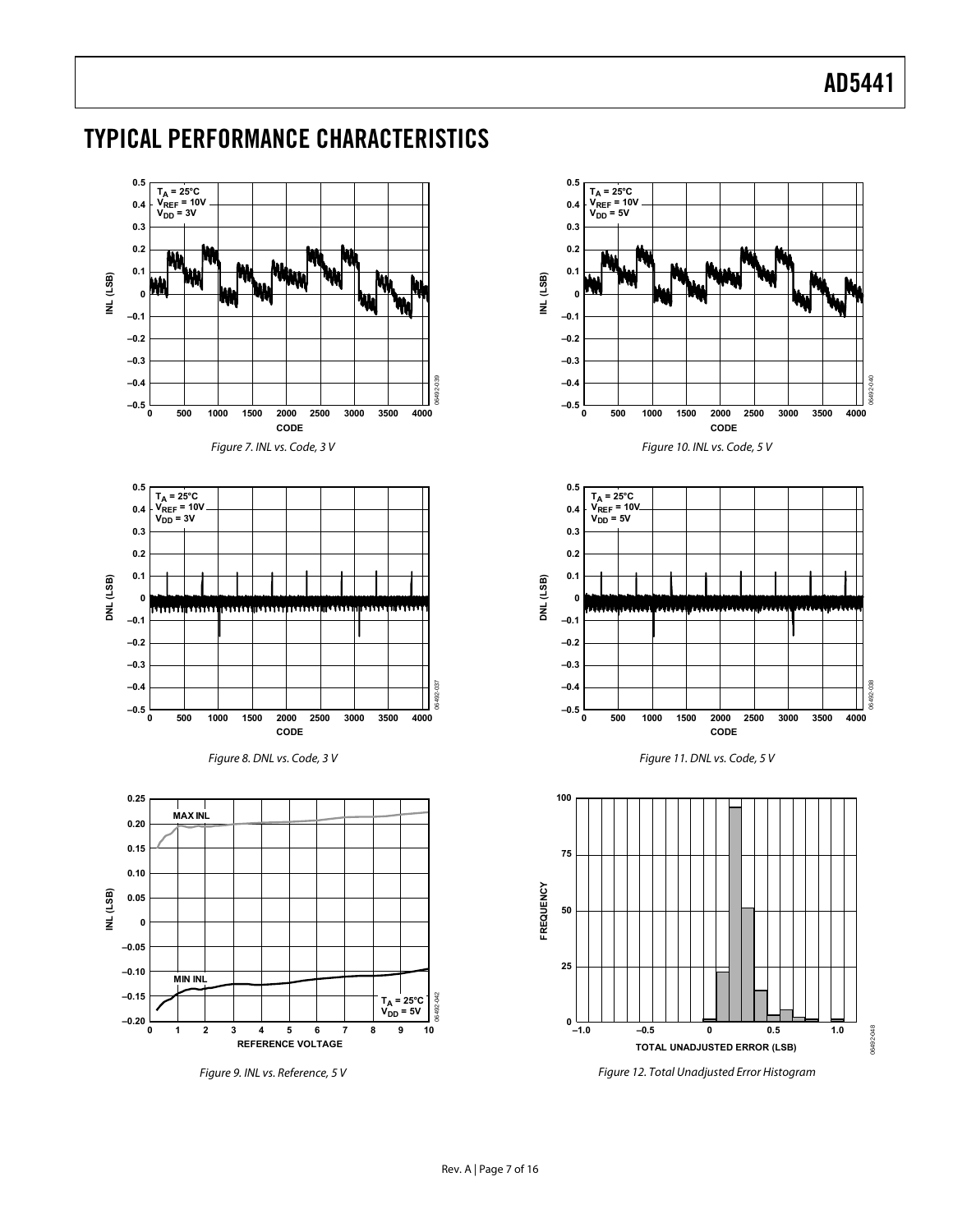# TYPICAL PERFORMANCE CHARACTERISTICS

Figure 7. INL vs. Code, 3 V

Figure 8. DNL vs. Code, 3 V

Figure 9. INL vs. Reference, 5 V

Figure 10. INL vs. Code, 5 V

Figure 11. DNL vs. Code, 5 V

Figure 12. Total Unadjusted Error Histogram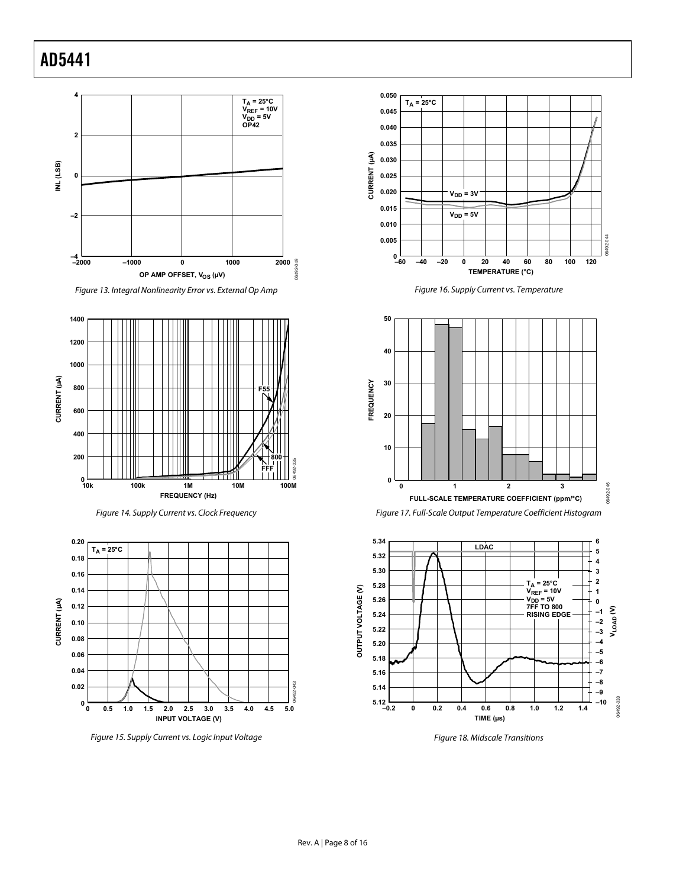Figure 13. Integral Nonlinearity Error vs. External Op Amp

Figure 14. Supply Current vs. Clock Frequency

Figure 15. Supply Current vs. Logic Input Voltage

Figure 16. Supply Current vs. Temperature

Figure 17. Full-Scale Output Temperature Coefficient Histogram

Figure 18. Midscale Transitions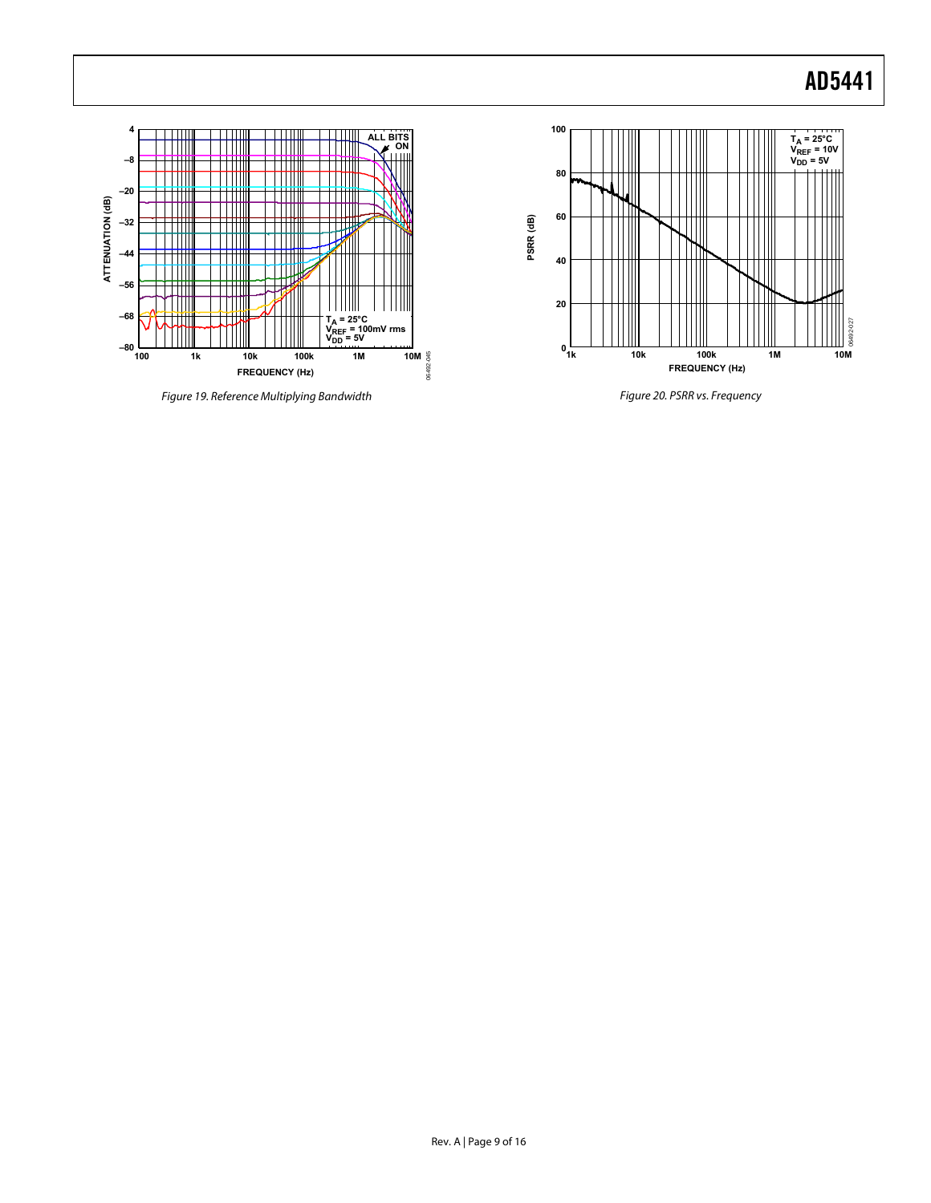Figure 19. Reference Multiplying Bandwidth

Figure 20. PSRR vs. Frequency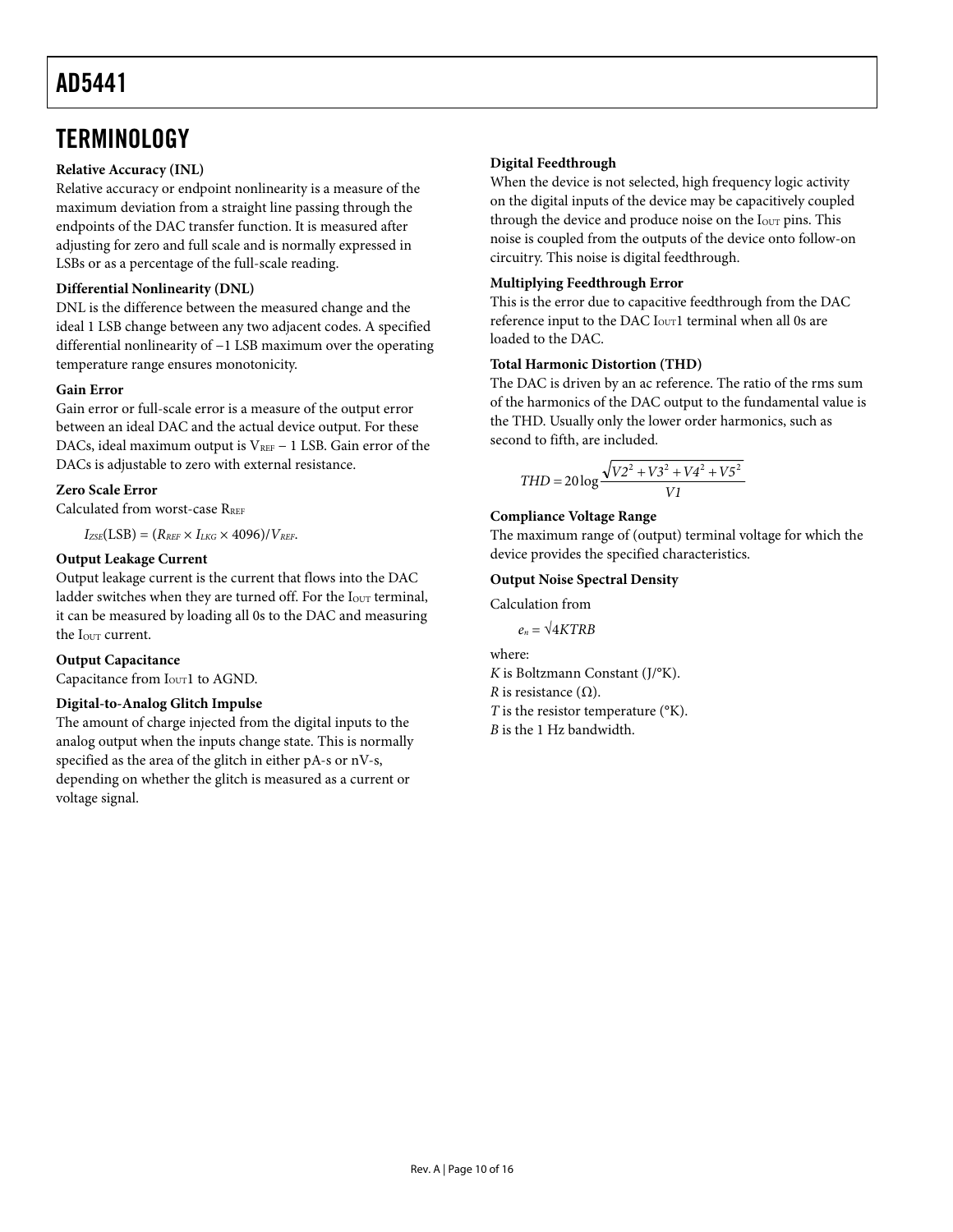# TERMINOLOGY

**Relative Accuracy (INL)**

Relative accuracy or endpoint nonlinearity is a measure of the maximum deviation from a straight line passing through the endpoints of the DAC transfer function. It is measured after adjusting for zero and full scale and is normally expressed in LSBs or as a percentage of the full-scale reading.

**Differential Nonlinearity (DNL)**

DNL is the difference between the measured change and the ideal 1 LSB change between any two adjacent codes. A specified differential nonlinearity of −1 LSB maximum over the operating temperature range ensures monotonicity.

**Gain Error**

Gain error or full-scale error is a measure of the output error between an ideal DAC and the actual device output. For these DACs, ideal maximum output is $V_{REF}$ − 1 LSB. Gain error of the DACs is adjustable to zero with external resistance.

**Zero Scale Error**

Calculated from worst-case $R_{REF}$

$I_{ZSE}(\text{LSB}) = (R_{REF} \times I_{LKG} \times 4096)/V_{REF}$.

**Output Leakage Current**

Output leakage current is the current that flows into the DAC ladder switches when they are turned off. For the $I_{OUT}$ terminal, it can be measured by loading all 0s to the DAC and measuring the $I_{OUT}$ current.

**Output Capacitance**

Capacitance from $I_{OUT}1$ to AGND.

**Digital-to-Analog Glitch Impulse**

The amount of charge injected from the digital inputs to the analog output when the inputs change state. This is normally specified as the area of the glitch in either pA-s or nV-s, depending on whether the glitch is measured as a current or voltage signal.

**Digital Feedthrough**

When the device is not selected, high frequency logic activity on the digital inputs of the device may be capacitively coupled through the device and produce noise on the $I_{OUT}$ pins. This noise is coupled from the outputs of the device onto follow-on circuitry. This noise is digital feedthrough.

**Multiplying Feedthrough Error**

This is the error due to capacitive feedthrough from the DAC reference input to the DAC $I_{OUT}1$ terminal when all 0s are loaded to the DAC.

**Total Harmonic Distortion (THD)**

The DAC is driven by an ac reference. The ratio of the rms sum of the harmonics of the DAC output to the fundamental value is the THD. Usually only the lower order harmonics, such as second to fifth, are included.

$$THD = 20\log\frac{\sqrt{V2^2 + V3^2 + V4^2 + V5^2}}{V1}$$

**Compliance Voltage Range**

The maximum range of (output) terminal voltage for which the device provides the specified characteristics.

**Output Noise Spectral Density**

Calculation from

$e_n = \sqrt{4KTRB}$

where:

$K$ is Boltzmann Constant (J/°K).
$R$ is resistance (Ω).
$T$ is the resistor temperature (°K).
$B$ is the 1 Hz bandwidth.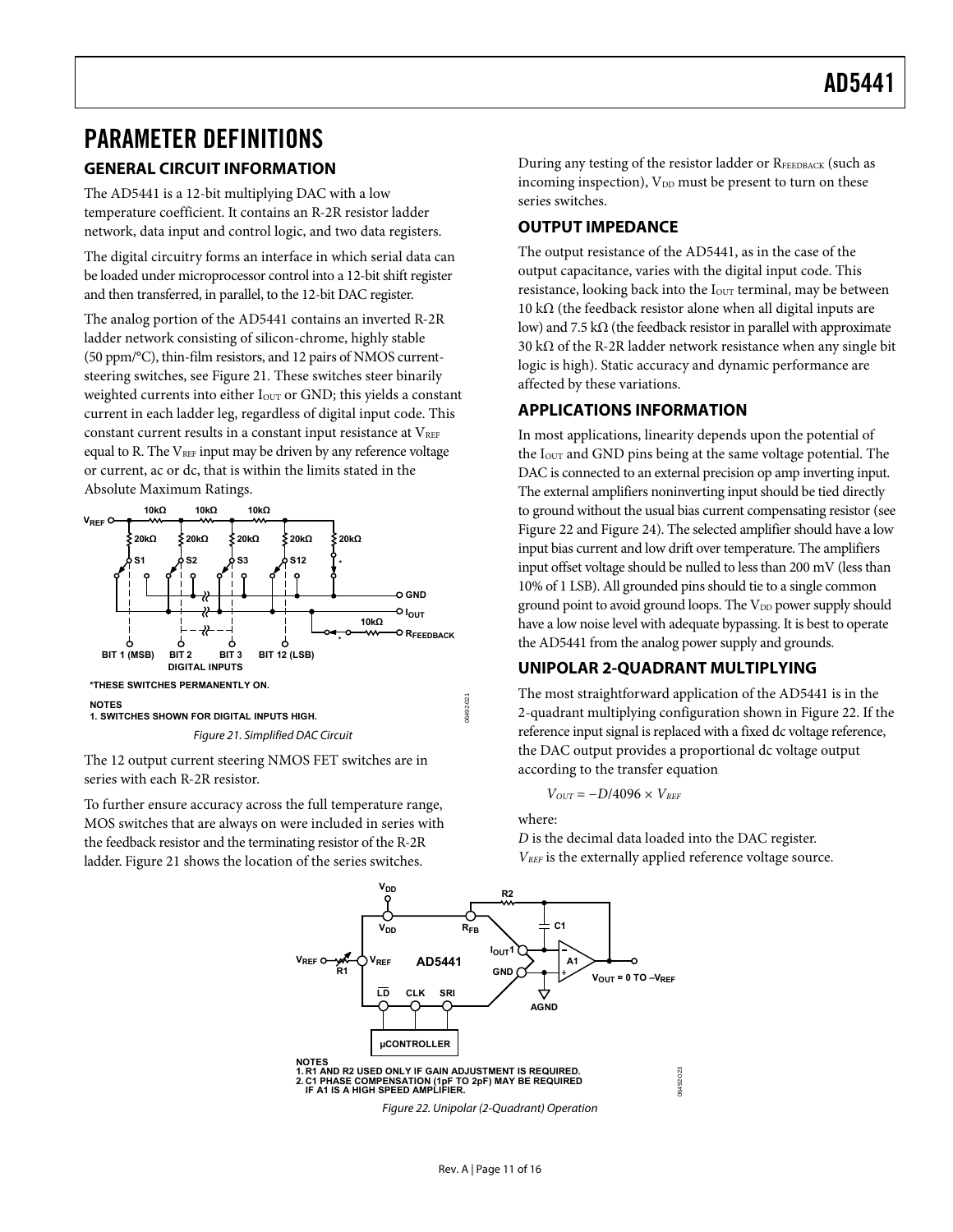# PARAMETER DEFINITIONS

## GENERAL CIRCUIT INFORMATION

The AD5441 is a 12-bit multiplying DAC with a low temperature coefficient. It contains an R-2R resistor ladder network, data input and control logic, and two data registers.

The digital circuitry forms an interface in which serial data can be loaded under microprocessor control into a 12-bit shift register and then transferred, in parallel, to the 12-bit DAC register.

The analog portion of the AD5441 contains an inverted R-2R ladder network consisting of silicon-chrome, highly stable (50 ppm/°C), thin-film resistors, and 12 pairs of NMOS current-steering switches, see Figure 21. These switches steer binarily weighted currents into either $I_{OUT}$ or GND; this yields a constant current in each ladder leg, regardless of digital input code. This constant current results in a constant input resistance at $V_{REF}$ equal to R. The $V_{REF}$ input may be driven by any reference voltage or current, ac or dc, that is within the limits stated in the Absolute Maximum Ratings.

*THESE SWITCHES PERMANENTLY ON.

NOTES
1. SWITCHES SHOWN FOR DIGITAL INPUTS HIGH.

Figure 21. Simplified DAC Circuit

The 12 output current steering NMOS FET switches are in series with each R-2R resistor.

To further ensure accuracy across the full temperature range, MOS switches that are always on were included in series with the feedback resistor and the terminating resistor of the R-2R ladder. Figure 21 shows the location of the series switches.

During any testing of the resistor ladder or $R_{FEEDBACK}$ (such as incoming inspection), $V_{DD}$ must be present to turn on these series switches.

## OUTPUT IMPEDANCE

The output resistance of the AD5441, as in the case of the output capacitance, varies with the digital input code. This resistance, looking back into the $I_{OUT}$ terminal, may be between 10 kΩ (the feedback resistor alone when all digital inputs are low) and 7.5 kΩ (the feedback resistor in parallel with approximate 30 kΩ of the R-2R ladder network resistance when any single bit logic is high). Static accuracy and dynamic performance are affected by these variations.

## APPLICATIONS INFORMATION

In most applications, linearity depends upon the potential of the $I_{OUT}$ and GND pins being at the same voltage potential. The DAC is connected to an external precision op amp inverting input. The external amplifiers noninverting input should be tied directly to ground without the usual bias current compensating resistor (see Figure 22 and Figure 24). The selected amplifier should have a low input bias current and low drift over temperature. The amplifiers input offset voltage should be nulled to less than 200 mV (less than 10% of 1 LSB). All grounded pins should tie to a single common ground point to avoid ground loops. The $V_{DD}$ power supply should have a low noise level with adequate bypassing. It is best to operate the AD5441 from the analog power supply and grounds.

## UNIPOLAR 2-QUADRANT MULTIPLYING

The most straightforward application of the AD5441 is in the 2-quadrant multiplying configuration shown in Figure 22. If the reference input signal is replaced with a fixed dc voltage reference, the DAC output provides a proportional dc voltage output according to the transfer equation

$$V_{OUT} = -D/4096 \times V_{REF}$$

where:
$D$ is the decimal data loaded into the DAC register.
$V_{REF}$ is the externally applied reference voltage source.

NOTES
1. R1 AND R2 USED ONLY IF GAIN ADJUSTMENT IS REQUIRED.
2. C1 PHASE COMPENSATION (1pF TO 2pF) MAY BE REQUIRED IF A1 IS A HIGH SPEED AMPLIFIER.

Figure 22. Unipolar (2-Quadrant) Operation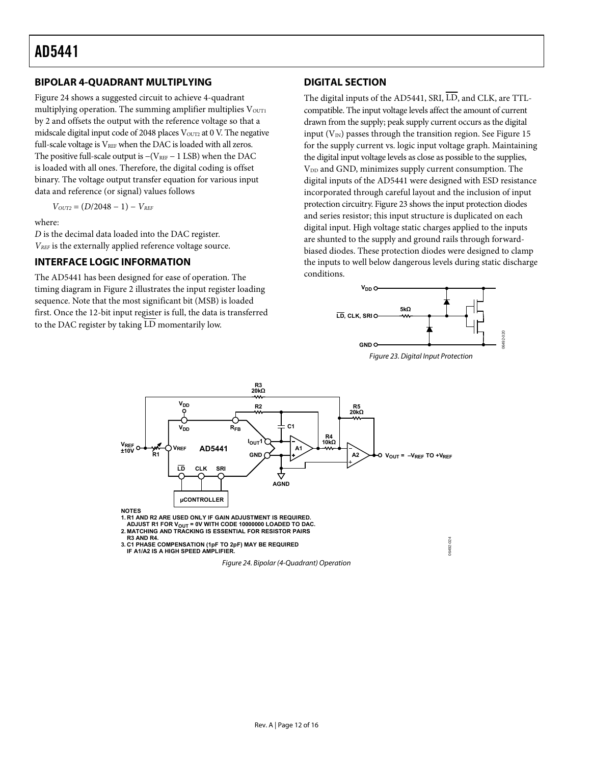## BIPOLAR 4-QUADRANT MULTIPLYING

Figure 24 shows a suggested circuit to achieve 4-quadrant multiplying operation. The summing amplifier multiplies $V_{OUT1}$ by 2 and offsets the output with the reference voltage so that a midscale digital input code of 2048 places $V_{OUT2}$ at 0 V. The negative full-scale voltage is $V_{REF}$ when the DAC is loaded with all zeros. The positive full-scale output is $-(V_{REF} - 1\text{ LSB})$ when the DAC is loaded with all ones. Therefore, the digital coding is offset binary. The voltage output transfer equation for various input data and reference (or signal) values follows

$$V_{OUT2} = (D/2048 - 1) - V_{REF}$$

where:

*D* is the decimal data loaded into the DAC register.

$V_{REF}$ is the externally applied reference voltage source.

## INTERFACE LOGIC INFORMATION

The AD5441 has been designed for ease of operation. The timing diagram in Figure 2 illustrates the input register loading sequence. Note that the most significant bit (MSB) is loaded first. Once the 12-bit input register is full, the data is transferred to the DAC register by taking $\overline{LD}$ momentarily low.

## DIGITAL SECTION

The digital inputs of the AD5441, SRI, $\overline{LD}$, and CLK, are TTL-compatible. The input voltage levels affect the amount of current drawn from the supply; peak supply current occurs as the digital input ($V_{IN}$) passes through the transition region. See Figure 15 for the supply current vs. logic input voltage graph. Maintaining the digital input voltage levels as close as possible to the supplies, $V_{DD}$ and GND, minimizes supply current consumption. The digital inputs of the AD5441 were designed with ESD resistance incorporated through careful layout and the inclusion of input protection circuitry. Figure 23 shows the input protection diodes and series resistor; this input structure is duplicated on each digital input. High voltage static charges applied to the inputs are shunted to the supply and ground rails through forward-biased diodes. These protection diodes were designed to clamp the inputs to well below dangerous levels during static discharge conditions.

Figure 23. Digital Input Protection

NOTES

1. R1 AND R2 ARE USED ONLY IF GAIN ADJUSTMENT IS REQUIRED. ADJUST R1 FOR $V_{OUT}$ = 0V WITH CODE 10000000 LOADED TO DAC.
2. MATCHING AND TRACKING IS ESSENTIAL FOR RESISTOR PAIRS R3 AND R4.
3. C1 PHASE COMPENSATION (1pF TO 2pF) MAY BE REQUIRED IF A1/A2 IS A HIGH SPEED AMPLIFIER.

Figure 24. Bipolar (4-Quadrant) Operation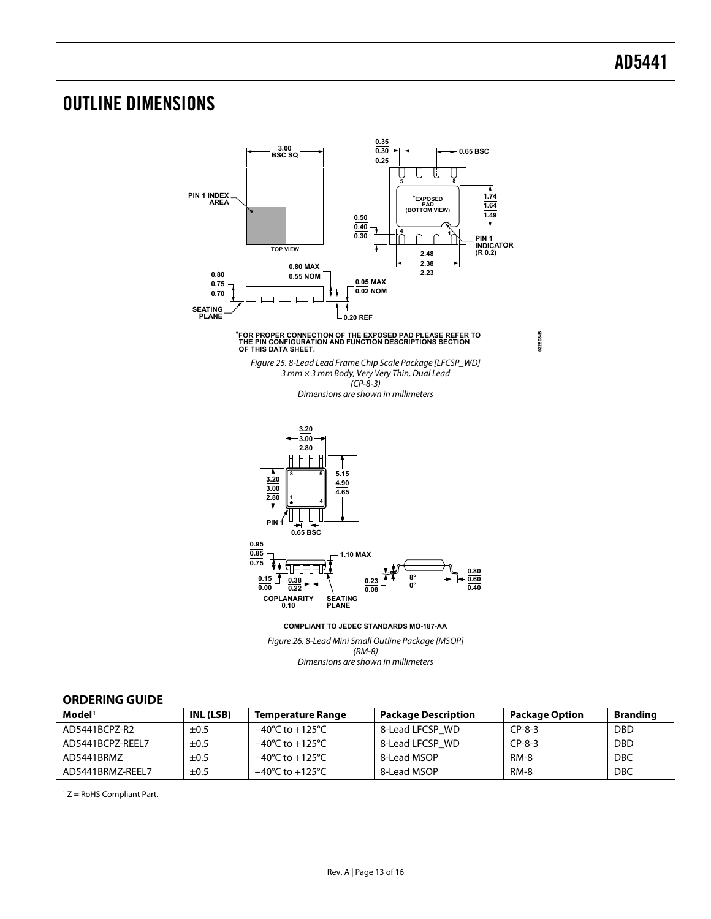# OUTLINE DIMENSIONS

*Figure 25. 8-Lead Lead Frame Chip Scale Package [LFCSP_WD]*
*3 mm × 3 mm Body, Very Very Thin, Dual Lead*
*(CP-8-3)*
*Dimensions are shown in millimeters*

*Figure 26. 8-Lead Mini Small Outline Package [MSOP]*
*(RM-8)*
*Dimensions are shown in millimeters*

## ORDERING GUIDE

| Model[1] | INL (LSB) | Temperature Range | Package Description | Package Option | Branding |
|---|---|---|---|---|---|
| AD5441BCPZ-R2 | ±0.5 | −40°C to +125°C | 8-Lead LFCSP_WD | CP-8-3 | DBD |
| AD5441BCPZ-REEL7 | ±0.5 | −40°C to +125°C | 8-Lead LFCSP_WD | CP-8-3 | DBD |
| AD5441BRMZ | ±0.5 | −40°C to +125°C | 8-Lead MSOP | RM-8 | DBC |
| AD5441BRMZ-REEL7 | ±0.5 | −40°C to +125°C | 8-Lead MSOP | RM-8 | DBC |

[1] Z = RoHS Compliant Part.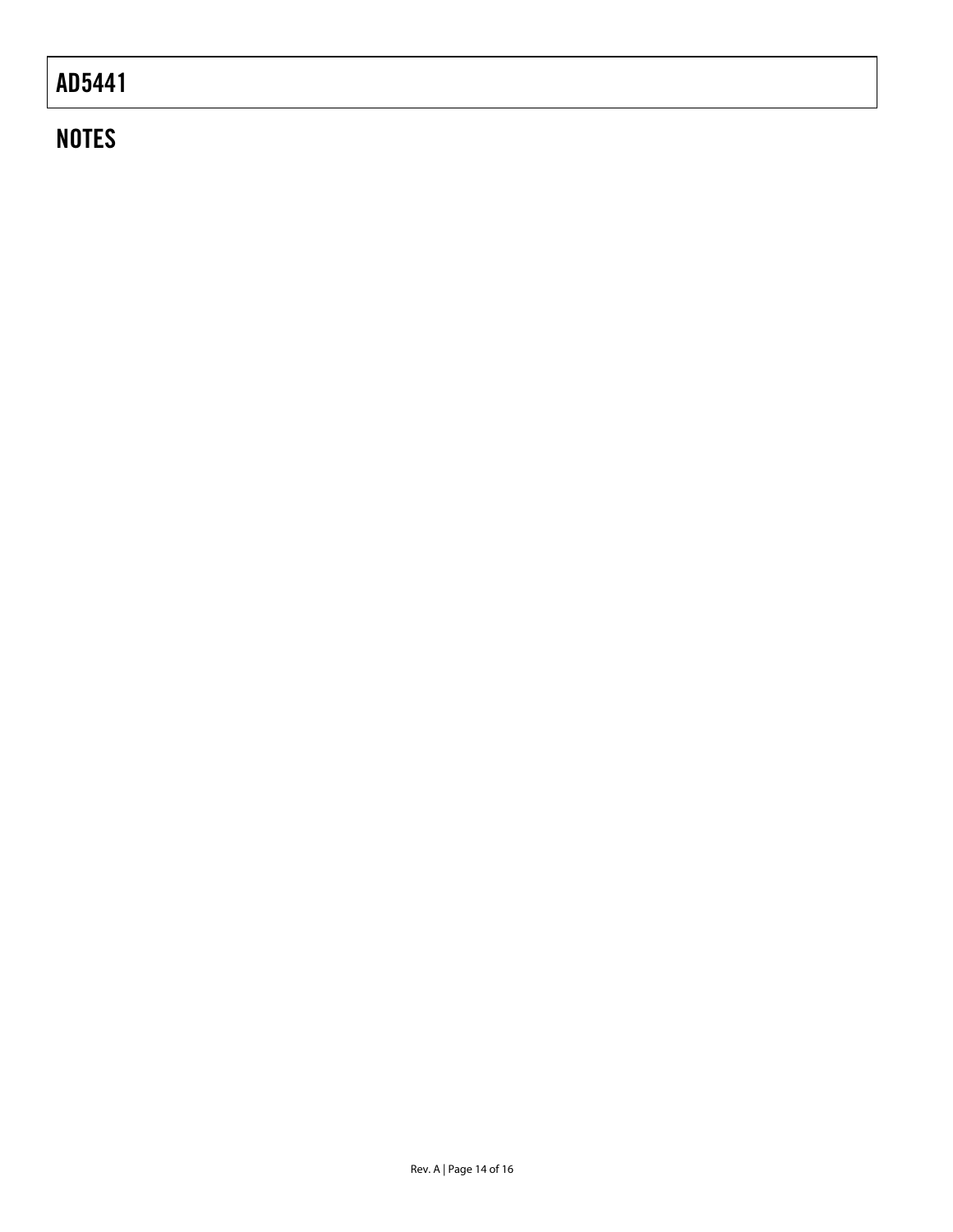## NOTES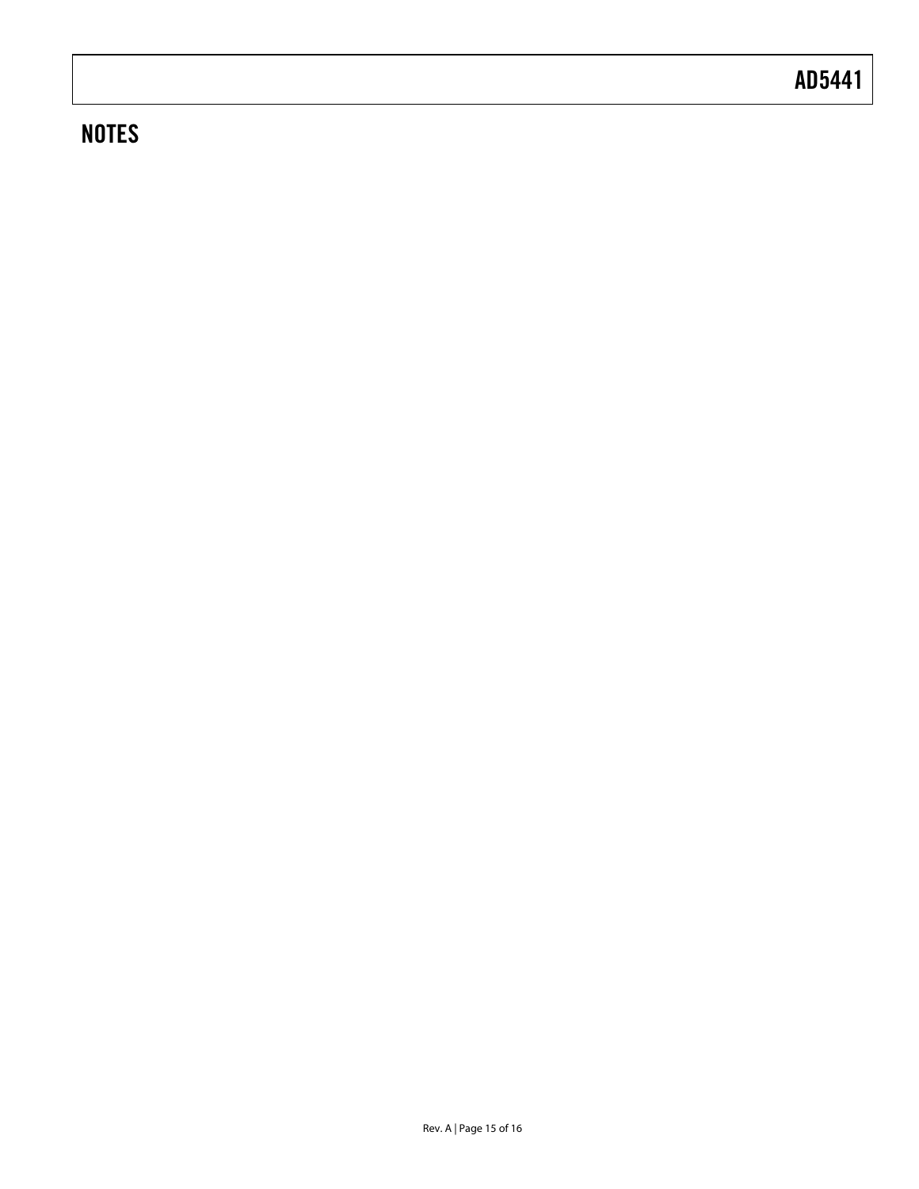## NOTES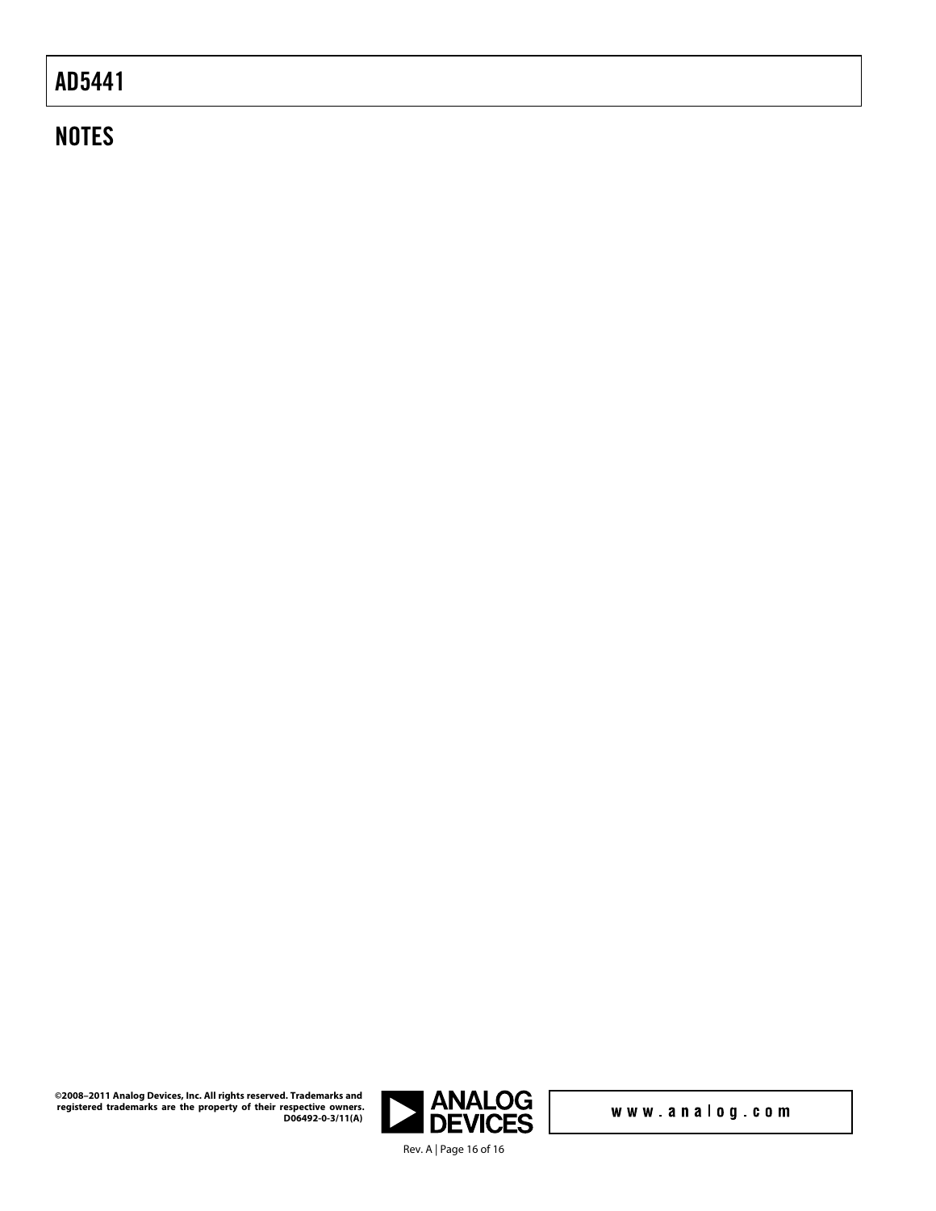## NOTES

©2008–2011 Analog Devices, Inc. All rights reserved. Trademarks and registered trademarks are the property of their respective owners.
D06492-0-3/11(A)

www.analog.com